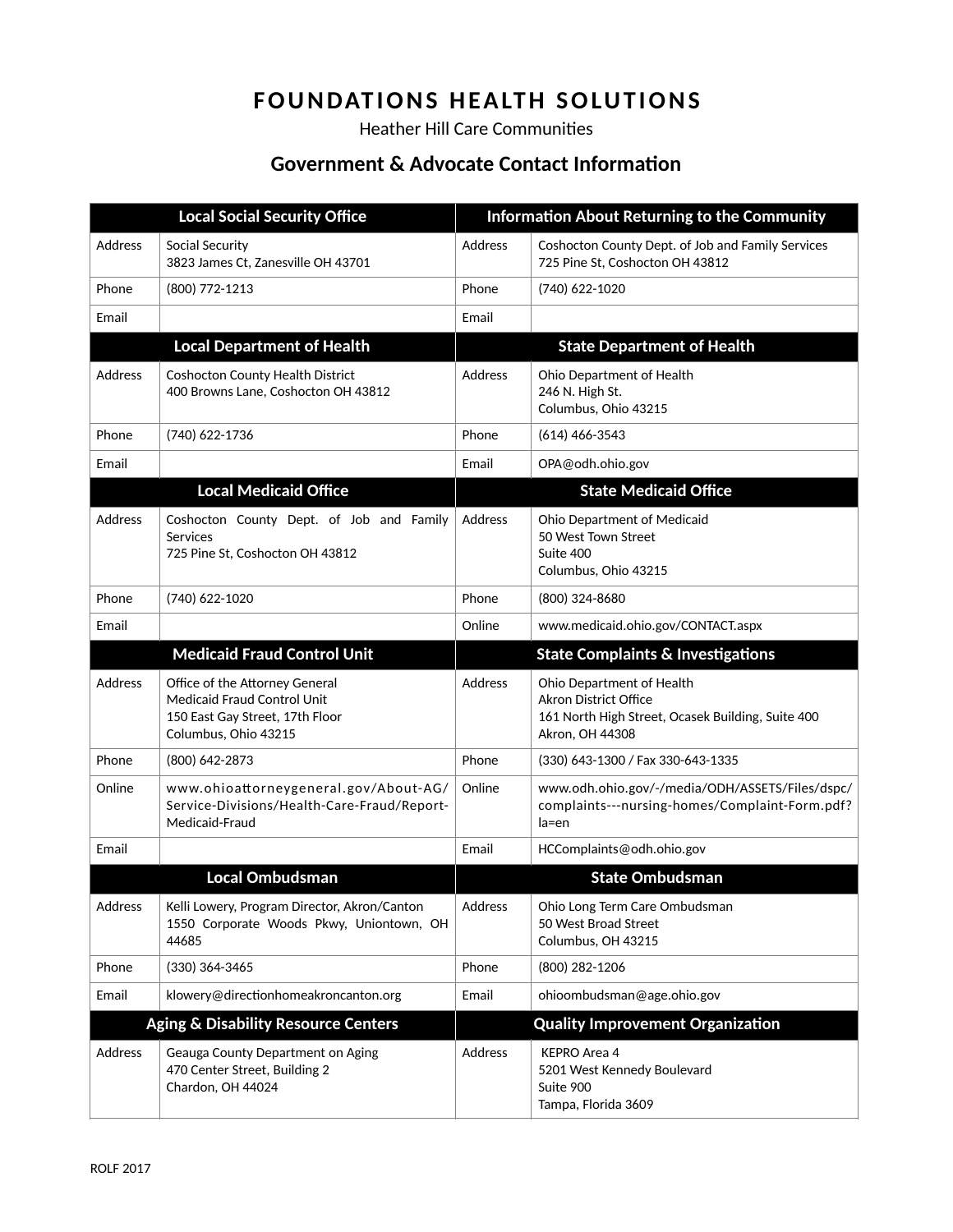# FOUNDATIONS HEALTH SOLUTIONS

Heather Hill Care Communities

## Government & Advocate Contact Information

| Local Social Security Office | | Information About Returning to the Community | |
|---|---|---|---|
| Address | Social Security<br>3823 James Ct, Zanesville OH 43701 | Address | Coshocton County Dept. of Job and Family Services<br>725 Pine St, Coshocton OH 43812 |
| Phone | (800) 772-1213 | Phone | (740) 622-1020 |
| Email | | Email | |
| **Local Department of Health** | | **State Department of Health** | |
| Address | Coshocton County Health District<br>400 Browns Lane, Coshocton OH 43812 | Address | Ohio Department of Health<br>246 N. High St.<br>Columbus, Ohio 43215 |
| Phone | (740) 622-1736 | Phone | (614) 466-3543 |
| Email | | Email | OPA@odh.ohio.gov |
| **Local Medicaid Office** | | **State Medicaid Office** | |
| Address | Coshocton County Dept. of Job and Family Services<br>725 Pine St, Coshocton OH 43812 | Address | Ohio Department of Medicaid<br>50 West Town Street<br>Suite 400<br>Columbus, Ohio 43215 |
| Phone | (740) 622-1020 | Phone | (800) 324-8680 |
| Email | | Online | www.medicaid.ohio.gov/CONTACT.aspx |
| **Medicaid Fraud Control Unit** | | **State Complaints & Investigations** | |
| Address | Office of the Attorney General<br>Medicaid Fraud Control Unit<br>150 East Gay Street, 17th Floor<br>Columbus, Ohio 43215 | Address | Ohio Department of Health<br>Akron District Office<br>161 North High Street, Ocasek Building, Suite 400<br>Akron, OH 44308 |
| Phone | (800) 642-2873 | Phone | (330) 643-1300 / Fax 330-643-1335 |
| Online | www.ohioattorneygeneral.gov/About-AG/Service-Divisions/Health-Care-Fraud/Report-Medicaid-Fraud | Online | www.odh.ohio.gov/-/media/ODH/ASSETS/Files/dspc/complaints---nursing-homes/Complaint-Form.pdf?la=en |
| Email | | Email | HCComplaints@odh.ohio.gov |
| **Local Ombudsman** | | **State Ombudsman** | |
| Address | Kelli Lowery, Program Director, Akron/Canton<br>1550 Corporate Woods Pkwy, Uniontown, OH 44685 | Address | Ohio Long Term Care Ombudsman<br>50 West Broad Street<br>Columbus, OH 43215 |
| Phone | (330) 364-3465 | Phone | (800) 282-1206 |
| Email | klowery@directionhomeakroncanton.org | Email | ohioombudsman@age.ohio.gov |
| **Aging & Disability Resource Centers** | | **Quality Improvement Organization** | |
| Address | Geauga County Department on Aging<br>470 Center Street, Building 2<br>Chardon, OH 44024 | Address | KEPRO Area 4<br>5201 West Kennedy Boulevard<br>Suite 900<br>Tampa, Florida 3609 |

ROLF 2017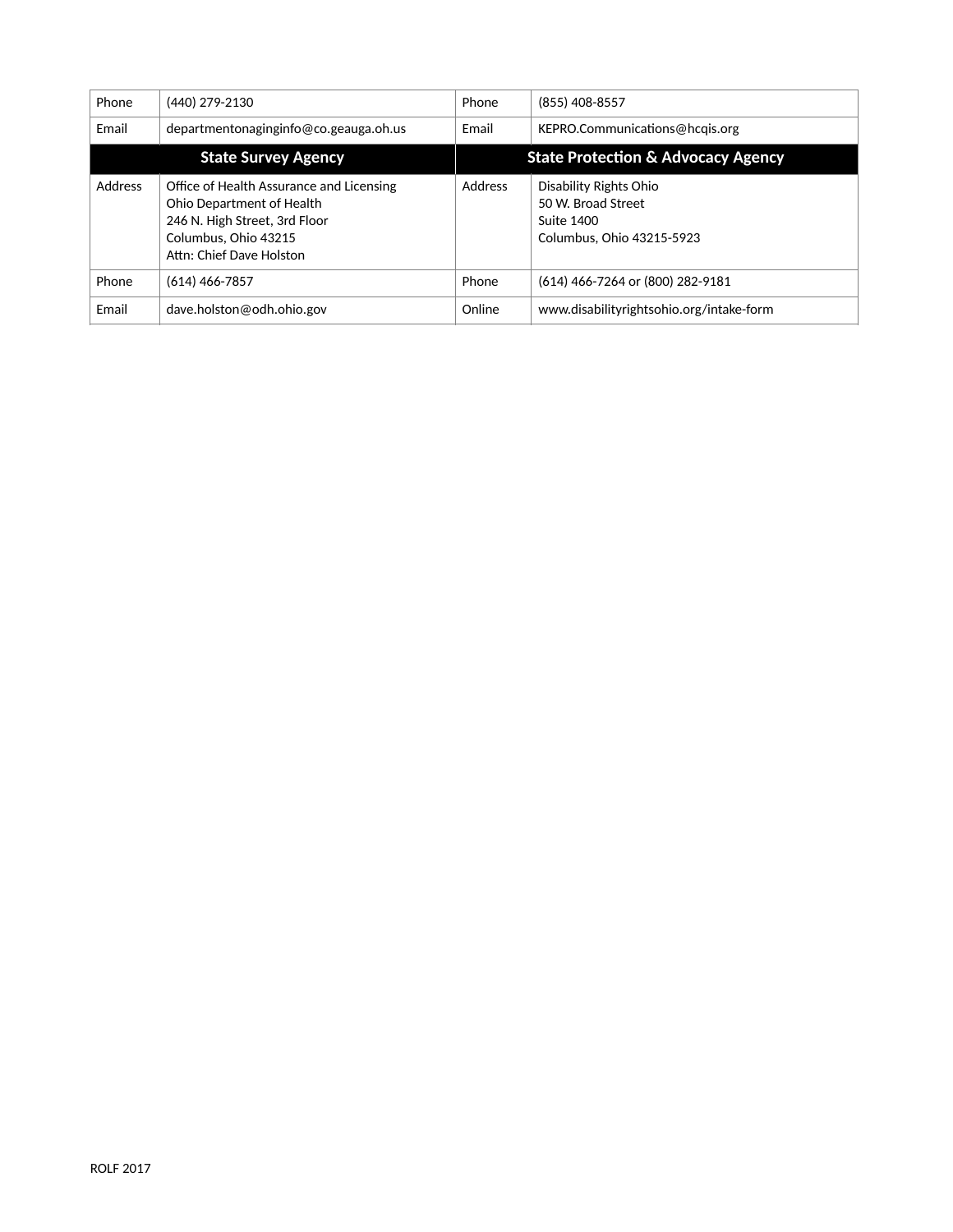| | | | |
|---|---|---|---|
| Phone | (440) 279-2130 | Phone | (855) 408-8557 |
| Email | departmentonaginginfo@co.geauga.oh.us | Email | KEPRO.Communications@hcqis.org |
| **State Survey Agency** | | **State Protection & Advocacy Agency** | |
| Address | Office of Health Assurance and Licensing<br>Ohio Department of Health<br>246 N. High Street, 3rd Floor<br>Columbus, Ohio 43215<br>Attn: Chief Dave Holston | Address | Disability Rights Ohio<br>50 W. Broad Street<br>Suite 1400<br>Columbus, Ohio 43215-5923 |
| Phone | (614) 466-7857 | Phone | (614) 466-7264 or (800) 282-9181 |
| Email | dave.holston@odh.ohio.gov | Online | www.disabilityrightsohio.org/intake-form |

ROLF 2017